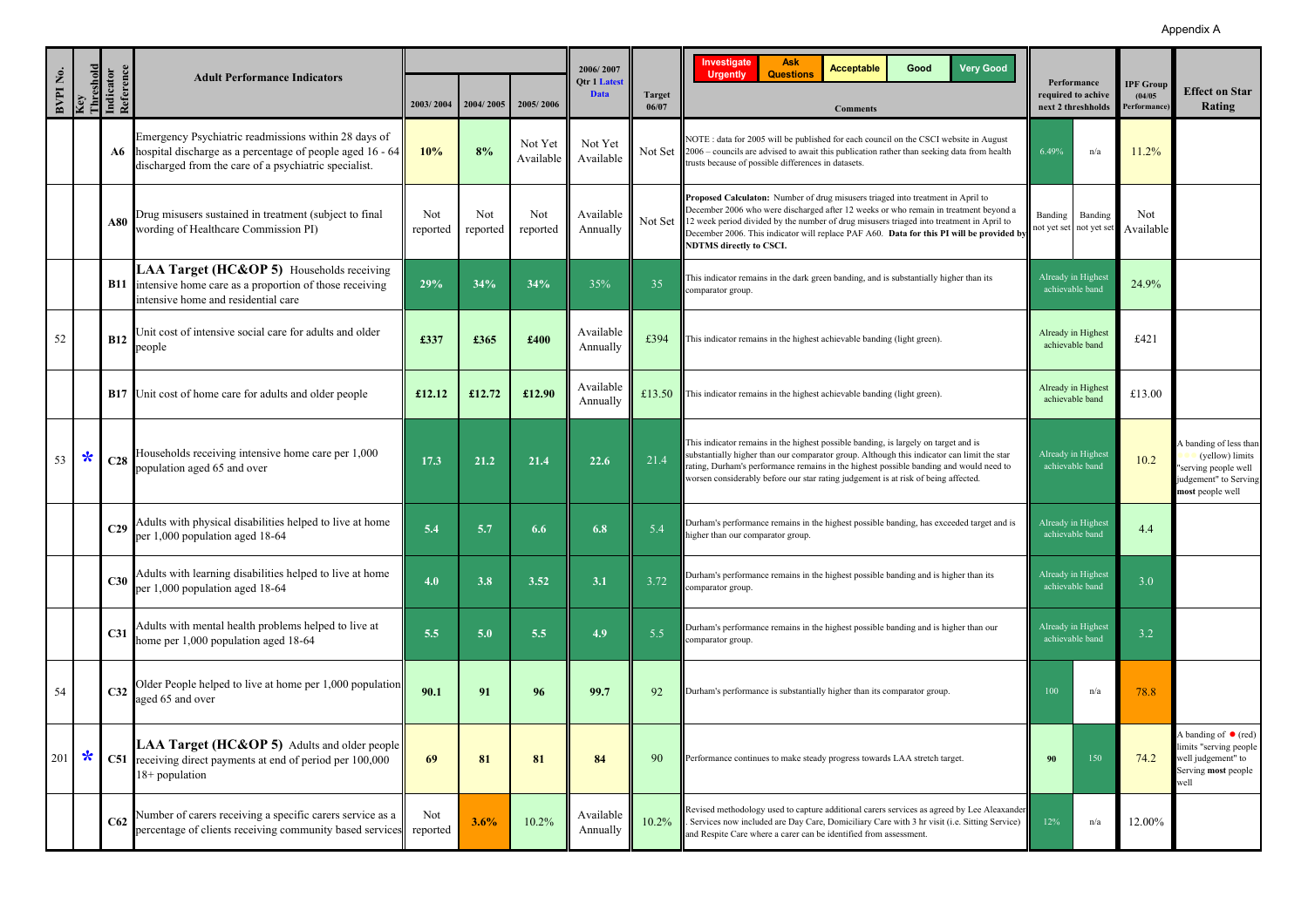Appendix A

| BVPI No. | Key Threshold | Indicator Reference | Adult Performance Indicators | 2003/ 2004 | 2004/ 2005 | 2005/ 2006 | 2006/ 2007 Qtr 1 Latest Data | Target 06/07 | Comments (Investigate Urgently / Ask Questions / Acceptable / Good / Very Good) | Performance required to achive next 2 thresholds | | IPF Group (04/05 Performance) | Effect on Star Rating |
|---|---|---|---|---|---|---|---|---|---|---|---|---|---|
| | | A6 | Emergency Psychiatric readmissions within 28 days of hospital discharge as a percentage of people aged 16 - 64 discharged from the care of a psychiatric specialist. | 10% | 8% | Not Yet Available | Not Yet Available | Not Set | NOTE : data for 2005 will be published for each council on the CSCI website in August 2006 – councils are advised to await this publication rather than seeking data from health trusts because of possible differences in datasets. | 6.49% | n/a | 11.2% | |
| | | A80 | Drug misusers sustained in treatment (subject to final wording of Healthcare Commission PI) | Not reported | Not reported | Not reported | Available Annually | Not Set | **Proposed Calculaton:** Number of drug misusers triaged into treatment in April to December 2006 who were discharged after 12 weeks or who remain in treatment beyond a 12 week period divided by the number of drug misusers triaged into treatment in April to December 2006. This indicator will replace PAF A60. **Data for this PI will be provided by NDTMS directly to CSCI.** | Banding not yet set | Banding not yet set | Not Available | |
| | | B11 | **LAA Target (HC&OP 5)** Households receiving intensive home care as a proportion of those receiving intensive home and residential care | 29% | 34% | 34% | 35% | 35 | This indicator remains in the dark green banding, and is substantially higher than its comparator group. | Already in Highest achievable band | | 24.9% | |
| 52 | | B12 | Unit cost of intensive social care for adults and older people | £337 | £365 | £400 | Available Annually | £394 | This indicator remains in the highest achievable banding (light green). | Already in Highest achievable band | | £421 | |
| | | B17 | Unit cost of home care for adults and older people | £12.12 | £12.72 | £12.90 | Available Annually | £13.50 | This indicator remains in the highest achievable banding (light green). | Already in Highest achievable band | | £13.00 | |
| 53 | * | C28 | Households receiving intensive home care per 1,000 population aged 65 and over | 17.3 | 21.2 | 21.4 | 22.6 | 21.4 | This indicator remains in the highest possible banding, is largely on target and is substantially higher than our comparator group. Although this indicator can limit the star rating, Durham's performance remains in the highest possible banding and would need to worsen considerably before our star rating judgement is at risk of being affected. | Already in Highest achievable band | | 10.2 | A banding of less than (yellow) limits "serving people well judgement" to Serving **most** people well |
| | | C29 | Adults with physical disabilities helped to live at home per 1,000 population aged 18-64 | 5.4 | 5.7 | 6.6 | 6.8 | 5.4 | Durham's performance remains in the highest possible banding, has exceeded target and is higher than our comparator group. | Already in Highest achievable band | | 4.4 | |
| | | C30 | Adults with learning disabilities helped to live at home per 1,000 population aged 18-64 | 4.0 | 3.8 | 3.52 | 3.1 | 3.72 | Durham's performance remains in the highest possible banding and is higher than its comparator group. | Already in Highest achievable band | | 3.0 | |
| | | C31 | Adults with mental health problems helped to live at home per 1,000 population aged 18-64 | 5.5 | 5.0 | 5.5 | 4.9 | 5.5 | Durham's performance remains in the highest possible banding and is higher than our comparator group. | Already in Highest achievable band | | 3.2 | |
| 54 | | C32 | Older People helped to live at home per 1,000 population aged 65 and over | 90.1 | 91 | 96 | 99.7 | 92 | Durham's performance is substantially higher than its comparator group. | 100 | n/a | 78.8 | |
| 201 | * | C51 | **LAA Target (HC&OP 5)** Adults and older people receiving direct payments at end of period per 100,000 18+ population | 69 | 81 | 81 | 84 | 90 | Performance continues to make steady progress towards LAA stretch target. | 90 | 150 | 74.2 | A banding of ● (red) limits "serving people well judgement" to Serving **most** people well |
| | | C62 | Number of carers receiving a specific carers service as a percentage of clients receiving community based services | Not reported | 3.6% | 10.2% | Available Annually | 10.2% | Revised methodology used to capture additional carers services as agreed by Lee Aleaxander. Services now included are Day Care, Domiciliary Care with 3 hr visit (i.e. Sitting Service) and Respite Care where a carer can be identified from assessment. | 12% | n/a | 12.00% | |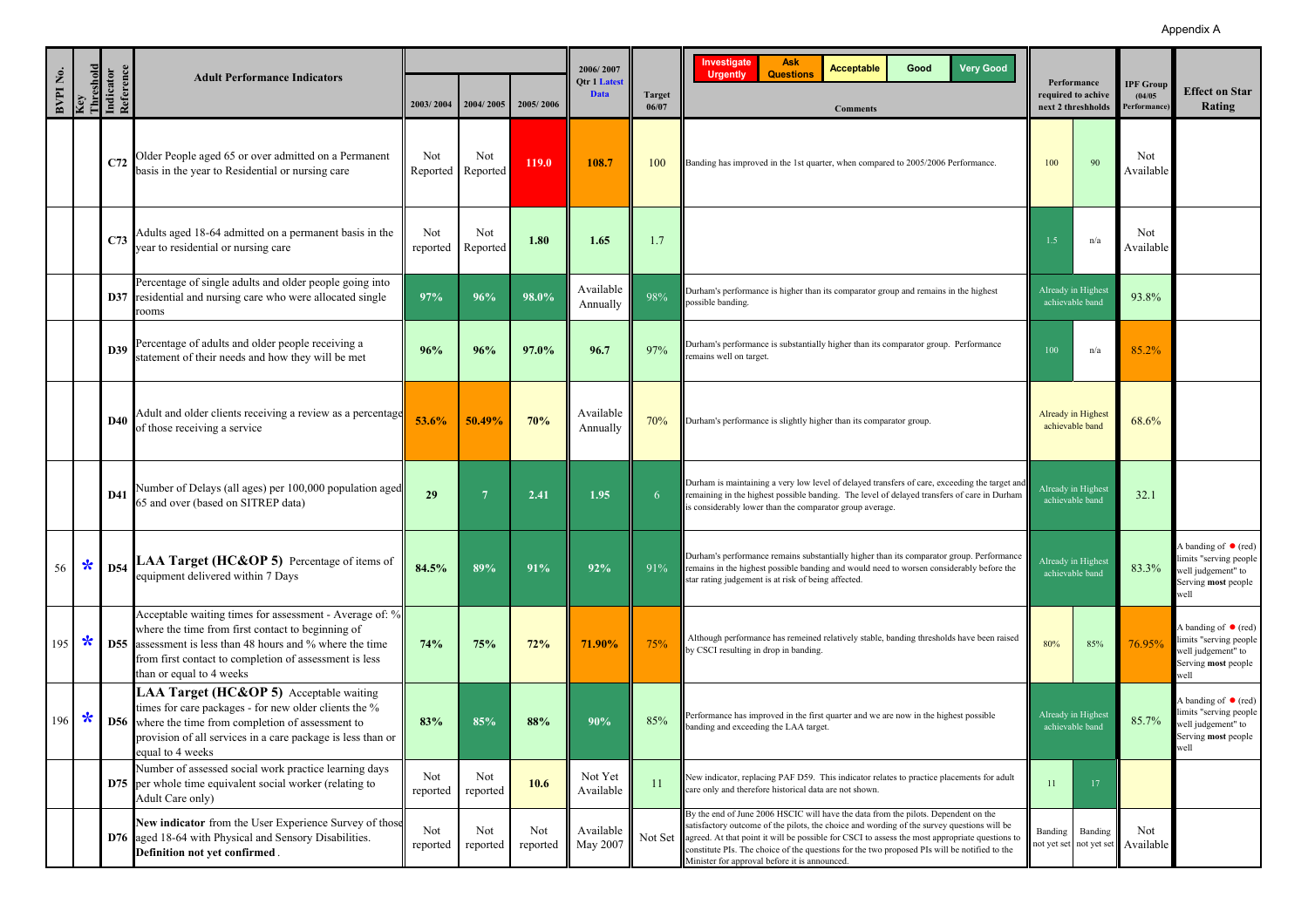Appendix A

| BVPI No. | Key Threshold | Indicator Reference | Adult Performance Indicators | 2003/ 2004 | 2004/ 2005 | 2005/ 2006 | 2006/ 2007 Qtr 1 Latest Data | Target 06/07 | Comments (Investigate Urgently / Ask Questions / Acceptable / Good / Very Good) | Performance required to achive next 2 threshholds | | IPF Group (04/05 Performance) | Effect on Star Rating |
|---|---|---|---|---|---|---|---|---|---|---|---|---|---|
| | | C72 | Older People aged 65 or over admitted on a Permanent basis in the year to Residential or nursing care | Not Reported | Not Reported | 119.0 | 108.7 | 100 | Banding has improved in the 1st quarter, when compared to 2005/2006 Performance. | 100 | 90 | Not Available | |
| | | C73 | Adults aged 18-64 admitted on a permanent basis in the year to residential or nursing care | Not reported | Not Reported | 1.80 | 1.65 | 1.7 | | 1.5 | n/a | Not Available | |
| | | D37 | Percentage of single adults and older people going into residential and nursing care who were allocated single rooms | 97% | 96% | 98.0% | Available Annually | 98% | Durham's performance is higher than its comparator group and remains in the highest possible banding. | Already in Highest achievable band | | 93.8% | |
| | | D39 | Percentage of adults and older people receiving a statement of their needs and how they will be met | 96% | 96% | 97.0% | 96.7 | 97% | Durham's performance is substantially higher than its comparator group. Performance remains well on target. | 100 | n/a | 85.2% | |
| | | D40 | Adult and older clients receiving a review as a percentage of those receiving a service | 53.6% | 50.49% | 70% | Available Annually | 70% | Durham's performance is slightly higher than its comparator group. | Already in Highest achievable band | | 68.6% | |
| | | D41 | Number of Delays (all ages) per 100,000 population aged 65 and over (based on SITREP data) | 29 | 7 | 2.41 | 1.95 | 6 | Durham is maintaining a very low level of delayed transfers of care, exceeding the target and remaining in the highest possible banding. The level of delayed transfers of care in Durham is considerably lower than the comparator group average. | Already in Highest achievable band | | 32.1 | |
| 56 | * | D54 | **LAA Target (HC&OP 5)** Percentage of items of equipment delivered within 7 Days | 84.5% | 89% | 91% | 92% | 91% | Durham's performance remains substantially higher than its comparator group. Performance remains in the highest possible banding and would need to worsen considerably before the star rating judgement is at risk of being affected. | Already in Highest achievable band | | 83.3% | A banding of ● (red) limits "serving people well judgement" to Serving **most** people well |
| 195 | * | D55 | Acceptable waiting times for assessment - Average of: % where the time from first contact to beginning of assessment is less than 48 hours and % where the time from first contact to completion of assessment is less than or equal to 4 weeks | 74% | 75% | 72% | 71.90% | 75% | Although performance has remeined relatively stable, banding thresholds have been raised by CSCI resulting in drop in banding. | 80% | 85% | 76.95% | A banding of ● (red) limits "serving people well judgement" to Serving **most** people well |
| 196 | * | D56 | **LAA Target (HC&OP 5)** Acceptable waiting times for care packages - for new older clients the % where the time from completion of assessment to provision of all services in a care package is less than or equal to 4 weeks | 83% | 85% | 88% | 90% | 85% | Performance has improved in the first quarter and we are now in the highest possible banding and exceeding the LAA target. | Already in Highest achievable band | | 85.7% | A banding of ● (red) limits "serving people well judgement" to Serving **most** people well |
| | | D75 | Number of assessed social work practice learning days per whole time equivalent social worker (relating to Adult Care only) | Not reported | Not reported | 10.6 | Not Yet Available | 11 | New indicator, replacing PAF D59. This indicator relates to practice placements for adult care only and therefore historical data are not shown. | 11 | 17 | | |
| | | D76 | **New indicator** from the User Experience Survey of those aged 18-64 with Physical and Sensory Disabilities. **Definition not yet confirmed**. | Not reported | Not reported | Not reported | Available May 2007 | Not Set | By the end of June 2006 HSCIC will have the data from the pilots. Dependent on the satisfactory outcome of the pilots, the choice and wording of the survey questions will be agreed. At that point it will be possible for CSCI to assess the most appropriate questions to constitute PIs. The choice of the questions for the two proposed PIs will be notified to the Minister for approval before it is announced. | Banding not yet set | Banding not yet set | Not Available | |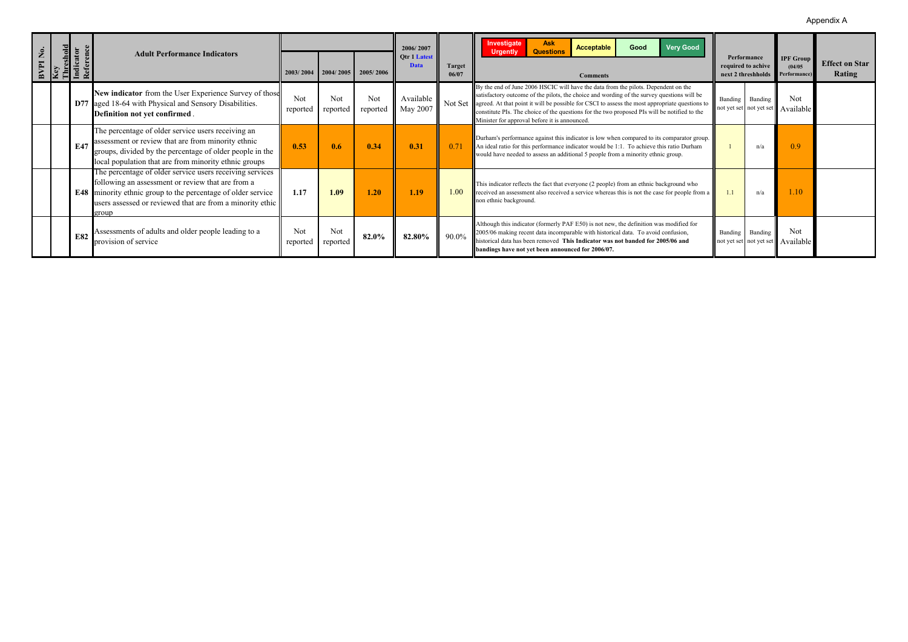Appendix A

| BVPI No. | Key Threshold | Indicator Reference | Adult Performance Indicators | 2003/ 2004 | 2004/ 2005 | 2005/ 2006 | 2006/ 2007 Qtr 1 Latest Data | Target 06/07 | Investigate Urgently / Ask Questions / Acceptable / Good / Very Good<br>Comments | Performance required to achive next 2 threshholds | | IPF Group (04/05 Performance) | Effect on Star Rating |
|---|---|---|---|---|---|---|---|---|---|---|---|---|---|
| | | D77 | **New indicator** from the User Experience Survey of those aged 18-64 with Physical and Sensory Disabilities. **Definition not yet confirmed**. | Not reported | Not reported | Not reported | Available May 2007 | Not Set | By the end of June 2006 HSCIC will have the data from the pilots. Dependent on the satisfactory outcome of the pilots, the choice and wording of the survey questions will be agreed. At that point it will be possible for CSCI to assess the most appropriate questions to constitute PIs. The choice of the questions for the two proposed PIs will be notified to the Minister for approval before it is announced. | Banding not yet set | Banding not yet set | Not Available | |
| | | E47 | The percentage of older service users receiving an assessment or review that are from minority ethnic groups, divided by the percentage of older people in the local population that are from minority ethnic groups | **0.53** | **0.6** | **0.34** | **0.31** | 0.71 | Durham's performance against this indicator is low when compared to its comparator group. An ideal ratio for this performance indicator would be 1:1. To achieve this ratio Durham would have needed to assess an additional 5 people from a minority ethnic group. | 1 | n/a | 0.9 | |
| | | E48 | The percentage of older service users receiving services following an assessment or review that are from a minority ethnic group to the percentage of older service users assessed or reviewed that are from a minority ethic group | **1.17** | **1.09** | **1.20** | **1.19** | 1.00 | This indicator reflects the fact that everyone (2 people) from an ethnic background who received an assessment also received a service whereas this is not the case for people from a non ethnic background. | 1.1 | n/a | 1.10 | |
| | | E82 | Assessments of adults and older people leading to a provision of service | Not reported | Not reported | **82.0%** | **82.80%** | 90.0% | Although this indicator (formerly PAF E50) is not new, the definition was modified for 2005/06 making recent data incomparable with historical data. To avoid confusion, historical data has been removed **This Indicator was not banded for 2005/06 and bandings have not yet been announced for 2006/07.** | Banding not yet set | Banding not yet set | Not Available | |